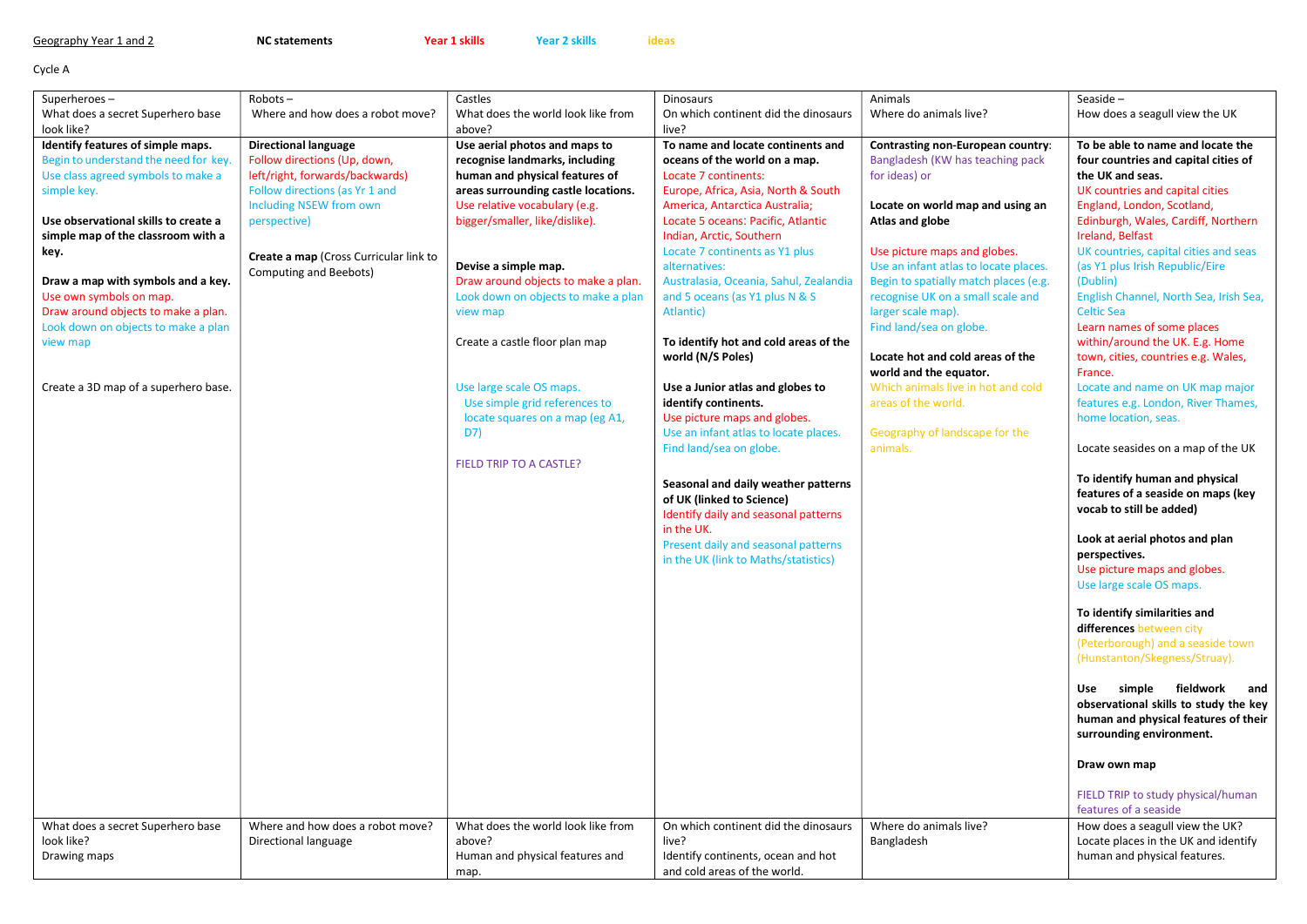Geography Year 1 and 2 **NC statements** **Year 1 skills** **Year 2 skills** **ideas**

Cycle A

| Superheroes – What does a secret Superhero base look like? | Robots – Where and how does a robot move? | Castles What does the world look like from above? | Dinosaurs On which continent did the dinosaurs live? | Animals Where do animals live? | Seaside – How does a seagull view the UK |
|---|---|---|---|---|---|
| **Identify features of simple maps.**<br>Begin to understand the need for key.<br>Use class agreed symbols to make a simple key.<br><br>**Use observational skills to create a simple map of the classroom with a key.**<br><br>**Draw a map with symbols and a key.**<br>Use own symbols on map.<br>Draw around objects to make a plan.<br>Look down on objects to make a plan view map<br><br>Create a 3D map of a superhero base. | **Directional language**<br>Follow directions (Up, down, left/right, forwards/backwards)<br>Follow directions (as Yr 1 and Including NSEW from own perspective)<br><br>**Create a map** (Cross Curricular link to Computing and Beebots) | **Use aerial photos and maps to recognise landmarks, including human and physical features of areas surrounding castle locations.**<br>Use relative vocabulary (e.g. bigger/smaller, like/dislike).<br><br>**Devise a simple map.**<br>Draw around objects to make a plan.<br>Look down on objects to make a plan view map<br><br>Create a castle floor plan map<br><br>Use large scale OS maps.<br>Use simple grid references to locate squares on a map (eg A1, D7)<br><br>FIELD TRIP TO A CASTLE? | **To name and locate continents and oceans of the world on a map.**<br>Locate 7 continents:<br>Europe, Africa, Asia, North & South America, Antarctica Australia;<br>Locate 5 oceans: Pacific, Atlantic Indian, Arctic, Southern<br>Locate 7 continents as Y1 plus alternatives:<br>Australasia, Oceania, Sahul, Zealandia and 5 oceans (as Y1 plus N & S Atlantic)<br><br>**To identify hot and cold areas of the world (N/S Poles)**<br><br>**Use a Junior atlas and globes to identify continents.**<br>Use picture maps and globes.<br>Use an infant atlas to locate places.<br>Find land/sea on globe.<br><br>**Seasonal and daily weather patterns of UK (linked to Science)**<br>Identify daily and seasonal patterns in the UK.<br>Present daily and seasonal patterns in the UK (link to Maths/statistics) | **Contrasting non-European country**:<br>Bangladesh (KW has teaching pack for ideas) or<br><br>**Locate on world map and using an Atlas and globe**<br><br>Use picture maps and globes.<br>Use an infant atlas to locate places.<br>Begin to spatially match places (e.g. recognise UK on a small scale and larger scale map).<br>Find land/sea on globe.<br><br>**Locate hot and cold areas of the world and the equator.**<br>Which animals live in hot and cold areas of the world.<br><br>Geography of landscape for the animals. | **To be able to name and locate the four countries and capital cities of the UK and seas.**<br>UK countries and capital cities<br>England, London, Scotland, Edinburgh, Wales, Cardiff, Northern Ireland, Belfast<br>UK countries, capital cities and seas (as Y1 plus Irish Republic/Eire (Dublin)<br>English Channel, North Sea, Irish Sea, Celtic Sea<br>Learn names of some places within/around the UK. E.g. Home town, cities, countries e.g. Wales, France.<br>Locate and name on UK map major features e.g. London, River Thames, home location, seas.<br><br>Locate seasides on a map of the UK<br><br>**To identify human and physical features of a seaside on maps (key vocab to still be added)**<br><br>**Look at aerial photos and plan perspectives.**<br>Use picture maps and globes.<br>Use large scale OS maps.<br><br>**To identify similarities and differences** between city (Peterborough) and a seaside town (Hunstanton/Skegness/Struay).<br><br>**Use simple fieldwork and observational skills to study the key human and physical features of their surrounding environment.**<br><br>**Draw own map**<br><br>FIELD TRIP to study physical/human features of a seaside |
| What does a secret Superhero base look like?<br>Drawing maps | Where and how does a robot move?<br>Directional language | What does the world look like from above?<br>Human and physical features and map. | On which continent did the dinosaurs live?<br>Identify continents, ocean and hot and cold areas of the world. | Where do animals live?<br>Bangladesh | How does a seagull view the UK?<br>Locate places in the UK and identify human and physical features. |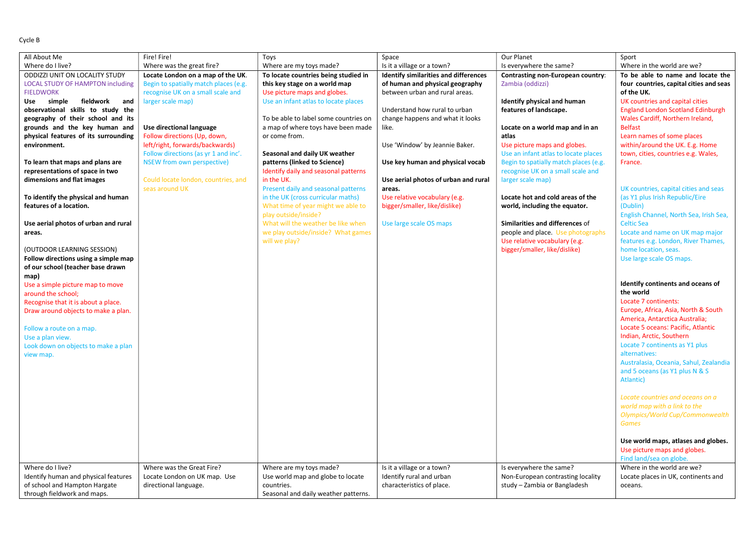Cycle B

| All About Me<br>Where do I live? | Fire! Fire!<br>Where was the great fire? | Toys<br>Where are my toys made? | Space<br>Is it a village or a town? | Our Planet<br>Is everywhere the same? | Sport<br>Where in the world are we? |
|---|---|---|---|---|---|
| ODDIZZI UNIT ON LOCALITY STUDY<br>LOCAL STUDY OF HAMPTON including FIELDWORK<br>**Use simple fieldwork and observational skills to study the geography of their school and its grounds and the key human and physical features of its surrounding environment.**<br><br>**To learn that maps and plans are representations of space in two dimensions and flat images**<br><br>**To identify the physical and human features of a location.**<br><br>**Use aerial photos of urban and rural areas.**<br><br>(OUTDOOR LEARNING SESSION)<br>**Follow directions using a simple map of our school (teacher base drawn map)**<br>Use a simple picture map to move around the school;<br>Recognise that it is about a place.<br>Draw around objects to make a plan.<br><br>Follow a route on a map.<br>Use a plan view.<br>Look down on objects to make a plan view map. | **Locate London on a map of the UK**.<br>Begin to spatially match places (e.g. recognise UK on a small scale and larger scale map)<br><br>**Use directional language**<br>Follow directions (Up, down, left/right, forwards/backwards)<br>Follow directions (as yr 1 and inc'. NSEW from own perspective)<br><br>Could locate london, countries, and seas around UK | **To locate countries being studied in this key stage on a world map**<br>Use picture maps and globes.<br>Use an infant atlas to locate places<br><br>To be able to label some countries on a map of where toys have been made or come from.<br><br>**Seasonal and daily UK weather patterns (linked to Science)**<br>Identify daily and seasonal patterns in the UK.<br>Present daily and seasonal patterns in the UK (cross curricular maths)<br>What time of year might we able to play outside/inside?<br>What will the weather be like when we play outside/inside? What games will we play? | **Identify similarities and differences of human and physical geography between urban and rural areas.**<br><br>Understand how rural to urban change happens and what it looks like.<br><br>Use 'Window' by Jeannie Baker.<br><br>**Use key human and physical vocab**<br><br>**Use aerial photos of urban and rural areas.**<br>Use relative vocabulary (e.g. bigger/smaller, like/dislike)<br><br>Use large scale OS maps | **Contrasting non-European country**: Zambia (oddizzi)<br><br>**Identify physical and human features of landscape.**<br><br>**Locate on a world map and in an atlas**<br>Use picture maps and globes.<br>Use an infant atlas to locate places<br>Begin to spatially match places (e.g. recognise UK on a small scale and larger scale map)<br><br>**Locate hot and cold areas of the world, including the equator.**<br><br>**Similarities and differences** of people and place. Use photographs<br>Use relative vocabulary (e.g. bigger/smaller, like/dislike) | **To be able to name and locate the four countries, capital cities and seas of the UK.**<br>UK countries and capital cities<br>England London Scotland Edinburgh Wales Cardiff, Northern Ireland, Belfast<br>Learn names of some places within/around the UK. E.g. Home town, cities, countries e.g. Wales, France.<br><br>UK countries, capital cities and seas (as Y1 plus Irish Republic/Eire (Dublin)<br>English Channel, North Sea, Irish Sea, Celtic Sea<br>Locate and name on UK map major features e.g. London, River Thames, home location, seas.<br>Use large scale OS maps.<br><br>**Identify continents and oceans of the world**<br>Locate 7 continents:<br>Europe, Africa, Asia, North & South America, Antarctica Australia;<br>Locate 5 oceans: Pacific, Atlantic Indian, Arctic, Southern<br>Locate 7 continents as Y1 plus alternatives:<br>Australasia, Oceania, Sahul, Zealandia and 5 oceans (as Y1 plus N & S Atlantic)<br><br>*Locate countries and oceans on a world map with a link to the Olympics/World Cup/Commonwealth Games*<br><br>**Use world maps, atlases and globes.**<br>Use picture maps and globes.<br>Find land/sea on globe. |
| Where do I live?<br>Identify human and physical features of school and Hampton Hargate through fieldwork and maps. | Where was the Great Fire?<br>Locate London on UK map. Use directional language. | Where are my toys made?<br>Use world map and globe to locate countries.<br>Seasonal and daily weather patterns. | Is it a village or a town?<br>Identify rural and urban characteristics of place. | Is everywhere the same?<br>Non-European contrasting locality study – Zambia or Bangladesh | Where in the world are we?<br>Locate places in UK, continents and oceans. |